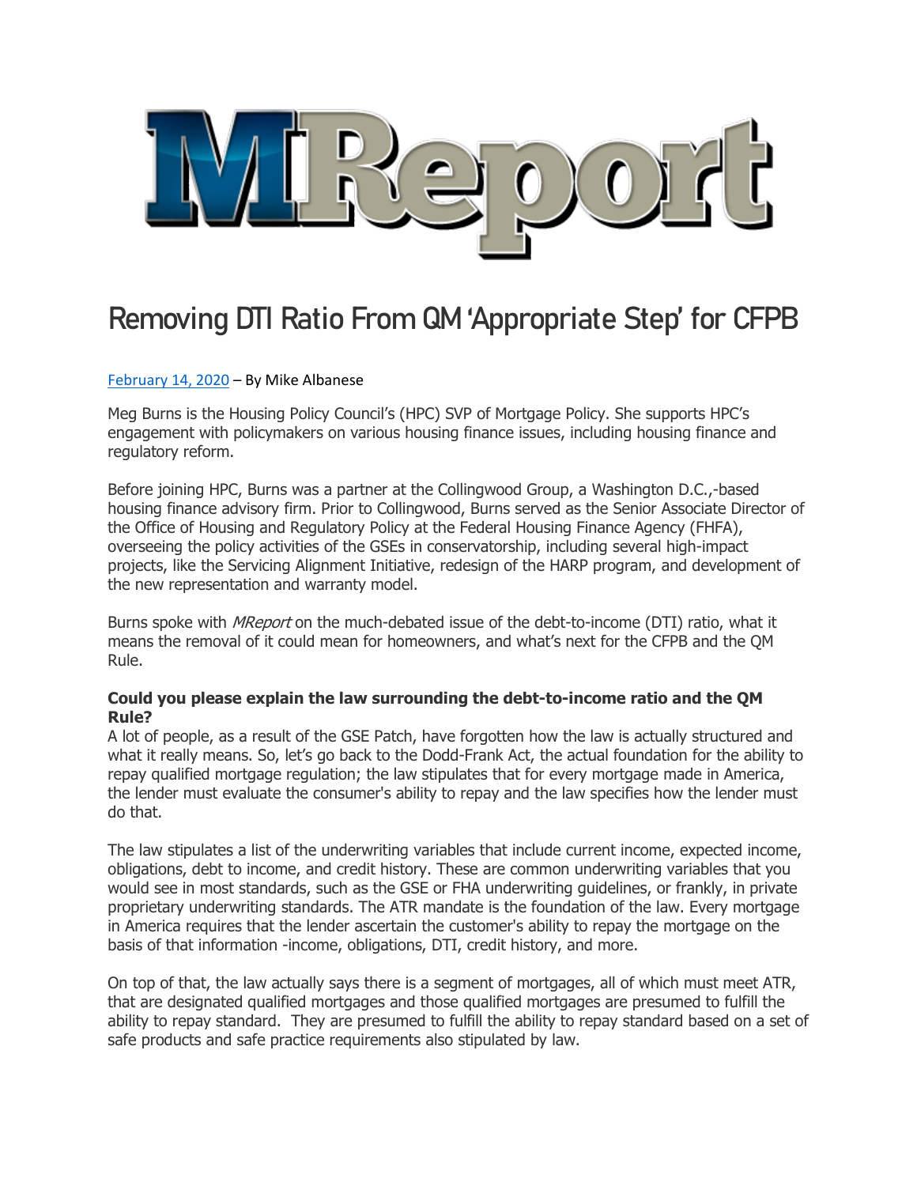# MReport

## Removing DTI Ratio From QM 'Appropriate Step' for CFPB

February 14, 2020 – By Mike Albanese

Meg Burns is the Housing Policy Council's (HPC) SVP of Mortgage Policy. She supports HPC's engagement with policymakers on various housing finance issues, including housing finance and regulatory reform.

Before joining HPC, Burns was a partner at the Collingwood Group, a Washington D.C.,-based housing finance advisory firm. Prior to Collingwood, Burns served as the Senior Associate Director of the Office of Housing and Regulatory Policy at the Federal Housing Finance Agency (FHFA), overseeing the policy activities of the GSEs in conservatorship, including several high-impact projects, like the Servicing Alignment Initiative, redesign of the HARP program, and development of the new representation and warranty model.

Burns spoke with *MReport* on the much-debated issue of the debt-to-income (DTI) ratio, what it means the removal of it could mean for homeowners, and what's next for the CFPB and the QM Rule.

**Could you please explain the law surrounding the debt-to-income ratio and the QM Rule?**

A lot of people, as a result of the GSE Patch, have forgotten how the law is actually structured and what it really means. So, let's go back to the Dodd-Frank Act, the actual foundation for the ability to repay qualified mortgage regulation; the law stipulates that for every mortgage made in America, the lender must evaluate the consumer's ability to repay and the law specifies how the lender must do that.

The law stipulates a list of the underwriting variables that include current income, expected income, obligations, debt to income, and credit history. These are common underwriting variables that you would see in most standards, such as the GSE or FHA underwriting guidelines, or frankly, in private proprietary underwriting standards. The ATR mandate is the foundation of the law. Every mortgage in America requires that the lender ascertain the customer's ability to repay the mortgage on the basis of that information -income, obligations, DTI, credit history, and more.

On top of that, the law actually says there is a segment of mortgages, all of which must meet ATR, that are designated qualified mortgages and those qualified mortgages are presumed to fulfill the ability to repay standard. They are presumed to fulfill the ability to repay standard based on a set of safe products and safe practice requirements also stipulated by law.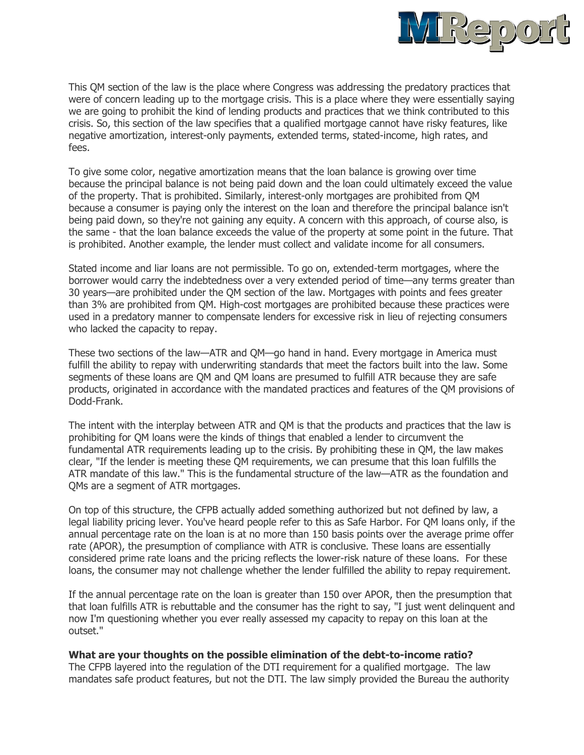This QM section of the law is the place where Congress was addressing the predatory practices that were of concern leading up to the mortgage crisis. This is a place where they were essentially saying we are going to prohibit the kind of lending products and practices that we think contributed to this crisis. So, this section of the law specifies that a qualified mortgage cannot have risky features, like negative amortization, interest-only payments, extended terms, stated-income, high rates, and fees.

To give some color, negative amortization means that the loan balance is growing over time because the principal balance is not being paid down and the loan could ultimately exceed the value of the property. That is prohibited. Similarly, interest-only mortgages are prohibited from QM because a consumer is paying only the interest on the loan and therefore the principal balance isn't being paid down, so they're not gaining any equity. A concern with this approach, of course also, is the same - that the loan balance exceeds the value of the property at some point in the future. That is prohibited. Another example, the lender must collect and validate income for all consumers.

Stated income and liar loans are not permissible. To go on, extended-term mortgages, where the borrower would carry the indebtedness over a very extended period of time—any terms greater than 30 years—are prohibited under the QM section of the law. Mortgages with points and fees greater than 3% are prohibited from QM. High-cost mortgages are prohibited because these practices were used in a predatory manner to compensate lenders for excessive risk in lieu of rejecting consumers who lacked the capacity to repay.

These two sections of the law—ATR and QM—go hand in hand. Every mortgage in America must fulfill the ability to repay with underwriting standards that meet the factors built into the law. Some segments of these loans are QM and QM loans are presumed to fulfill ATR because they are safe products, originated in accordance with the mandated practices and features of the QM provisions of Dodd-Frank.

The intent with the interplay between ATR and QM is that the products and practices that the law is prohibiting for QM loans were the kinds of things that enabled a lender to circumvent the fundamental ATR requirements leading up to the crisis. By prohibiting these in QM, the law makes clear, "If the lender is meeting these QM requirements, we can presume that this loan fulfills the ATR mandate of this law." This is the fundamental structure of the law—ATR as the foundation and QMs are a segment of ATR mortgages.

On top of this structure, the CFPB actually added something authorized but not defined by law, a legal liability pricing lever. You've heard people refer to this as Safe Harbor. For QM loans only, if the annual percentage rate on the loan is at no more than 150 basis points over the average prime offer rate (APOR), the presumption of compliance with ATR is conclusive. These loans are essentially considered prime rate loans and the pricing reflects the lower-risk nature of these loans. For these loans, the consumer may not challenge whether the lender fulfilled the ability to repay requirement.

If the annual percentage rate on the loan is greater than 150 over APOR, then the presumption that that loan fulfills ATR is rebuttable and the consumer has the right to say, "I just went delinquent and now I'm questioning whether you ever really assessed my capacity to repay on this loan at the outset."

**What are your thoughts on the possible elimination of the debt-to-income ratio?**
The CFPB layered into the regulation of the DTI requirement for a qualified mortgage. The law mandates safe product features, but not the DTI. The law simply provided the Bureau the authority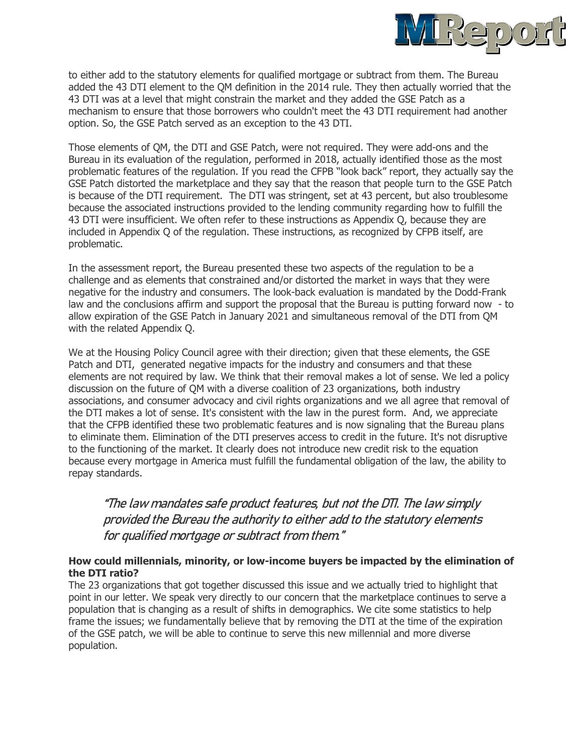to either add to the statutory elements for qualified mortgage or subtract from them. The Bureau added the 43 DTI element to the QM definition in the 2014 rule. They then actually worried that the 43 DTI was at a level that might constrain the market and they added the GSE Patch as a mechanism to ensure that those borrowers who couldn't meet the 43 DTI requirement had another option. So, the GSE Patch served as an exception to the 43 DTI.

Those elements of QM, the DTI and GSE Patch, were not required. They were add-ons and the Bureau in its evaluation of the regulation, performed in 2018, actually identified those as the most problematic features of the regulation. If you read the CFPB "look back" report, they actually say the GSE Patch distorted the marketplace and they say that the reason that people turn to the GSE Patch is because of the DTI requirement. The DTI was stringent, set at 43 percent, but also troublesome because the associated instructions provided to the lending community regarding how to fulfill the 43 DTI were insufficient. We often refer to these instructions as Appendix Q, because they are included in Appendix Q of the regulation. These instructions, as recognized by CFPB itself, are problematic.

In the assessment report, the Bureau presented these two aspects of the regulation to be a challenge and as elements that constrained and/or distorted the market in ways that they were negative for the industry and consumers. The look-back evaluation is mandated by the Dodd-Frank law and the conclusions affirm and support the proposal that the Bureau is putting forward now - to allow expiration of the GSE Patch in January 2021 and simultaneous removal of the DTI from QM with the related Appendix Q.

We at the Housing Policy Council agree with their direction; given that these elements, the GSE Patch and DTI, generated negative impacts for the industry and consumers and that these elements are not required by law. We think that their removal makes a lot of sense. We led a policy discussion on the future of QM with a diverse coalition of 23 organizations, both industry associations, and consumer advocacy and civil rights organizations and we all agree that removal of the DTI makes a lot of sense. It's consistent with the law in the purest form. And, we appreciate that the CFPB identified these two problematic features and is now signaling that the Bureau plans to eliminate them. Elimination of the DTI preserves access to credit in the future. It's not disruptive to the functioning of the market. It clearly does not introduce new credit risk to the equation because every mortgage in America must fulfill the fundamental obligation of the law, the ability to repay standards.

> *"The law mandates safe product features, but not the DTI. The law simply provided the Bureau the authority to either add to the statutory elements for qualified mortgage or subtract from them."*

**How could millennials, minority, or low-income buyers be impacted by the elimination of the DTI ratio?**

The 23 organizations that got together discussed this issue and we actually tried to highlight that point in our letter. We speak very directly to our concern that the marketplace continues to serve a population that is changing as a result of shifts in demographics. We cite some statistics to help frame the issues; we fundamentally believe that by removing the DTI at the time of the expiration of the GSE patch, we will be able to continue to serve this new millennial and more diverse population.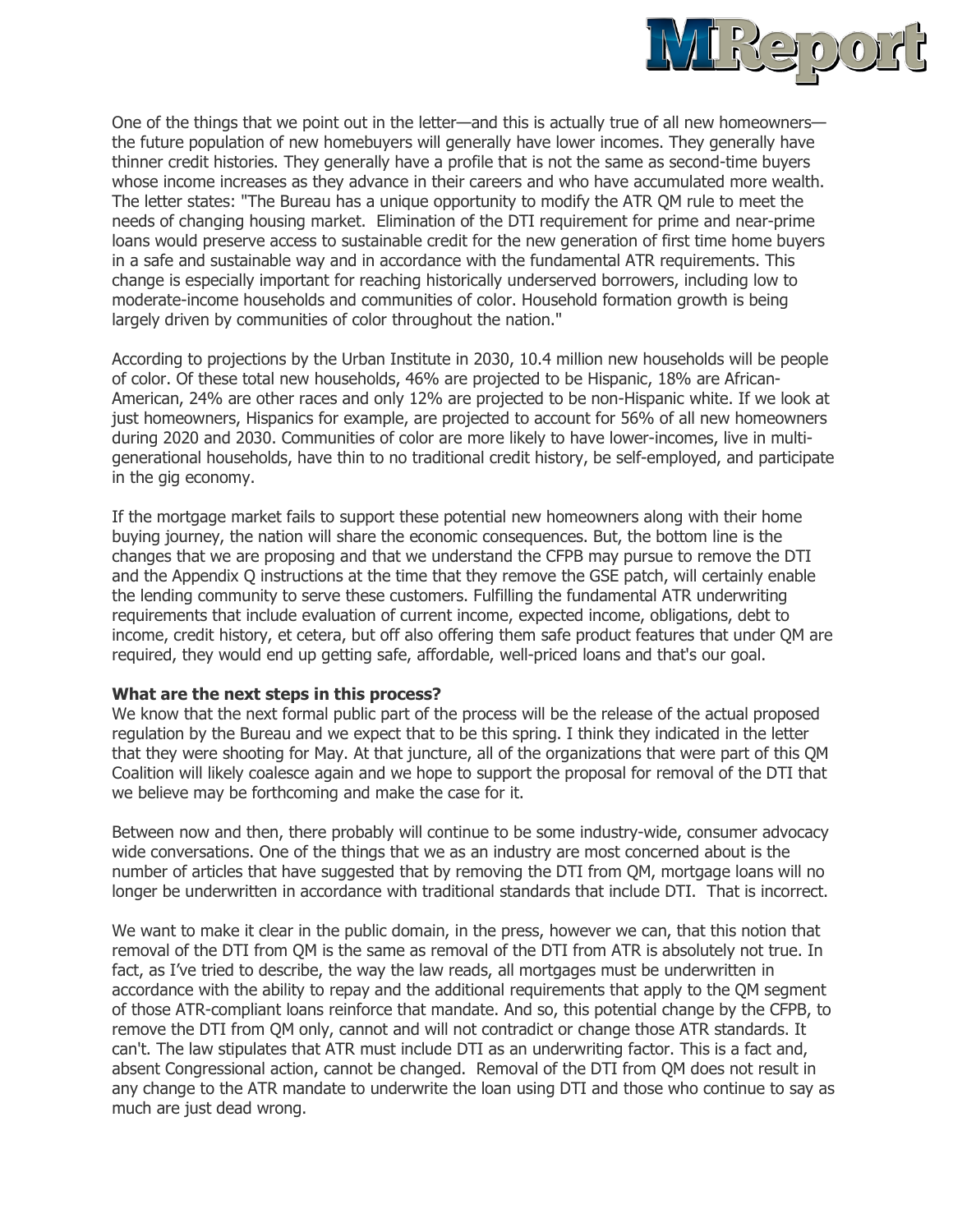One of the things that we point out in the letter—and this is actually true of all new homeowners—the future population of new homebuyers will generally have lower incomes. They generally have thinner credit histories. They generally have a profile that is not the same as second-time buyers whose income increases as they advance in their careers and who have accumulated more wealth. The letter states: "The Bureau has a unique opportunity to modify the ATR QM rule to meet the needs of changing housing market. Elimination of the DTI requirement for prime and near-prime loans would preserve access to sustainable credit for the new generation of first time home buyers in a safe and sustainable way and in accordance with the fundamental ATR requirements. This change is especially important for reaching historically underserved borrowers, including low to moderate-income households and communities of color. Household formation growth is being largely driven by communities of color throughout the nation."

According to projections by the Urban Institute in 2030, 10.4 million new households will be people of color. Of these total new households, 46% are projected to be Hispanic, 18% are African-American, 24% are other races and only 12% are projected to be non-Hispanic white. If we look at just homeowners, Hispanics for example, are projected to account for 56% of all new homeowners during 2020 and 2030. Communities of color are more likely to have lower-incomes, live in multi-generational households, have thin to no traditional credit history, be self-employed, and participate in the gig economy.

If the mortgage market fails to support these potential new homeowners along with their home buying journey, the nation will share the economic consequences. But, the bottom line is the changes that we are proposing and that we understand the CFPB may pursue to remove the DTI and the Appendix Q instructions at the time that they remove the GSE patch, will certainly enable the lending community to serve these customers. Fulfilling the fundamental ATR underwriting requirements that include evaluation of current income, expected income, obligations, debt to income, credit history, et cetera, but off also offering them safe product features that under QM are required, they would end up getting safe, affordable, well-priced loans and that's our goal.

**What are the next steps in this process?**

We know that the next formal public part of the process will be the release of the actual proposed regulation by the Bureau and we expect that to be this spring. I think they indicated in the letter that they were shooting for May. At that juncture, all of the organizations that were part of this QM Coalition will likely coalesce again and we hope to support the proposal for removal of the DTI that we believe may be forthcoming and make the case for it.

Between now and then, there probably will continue to be some industry-wide, consumer advocacy wide conversations. One of the things that we as an industry are most concerned about is the number of articles that have suggested that by removing the DTI from QM, mortgage loans will no longer be underwritten in accordance with traditional standards that include DTI. That is incorrect.

We want to make it clear in the public domain, in the press, however we can, that this notion that removal of the DTI from QM is the same as removal of the DTI from ATR is absolutely not true. In fact, as I've tried to describe, the way the law reads, all mortgages must be underwritten in accordance with the ability to repay and the additional requirements that apply to the QM segment of those ATR-compliant loans reinforce that mandate. And so, this potential change by the CFPB, to remove the DTI from QM only, cannot and will not contradict or change those ATR standards. It can't. The law stipulates that ATR must include DTI as an underwriting factor. This is a fact and, absent Congressional action, cannot be changed. Removal of the DTI from QM does not result in any change to the ATR mandate to underwrite the loan using DTI and those who continue to say as much are just dead wrong.